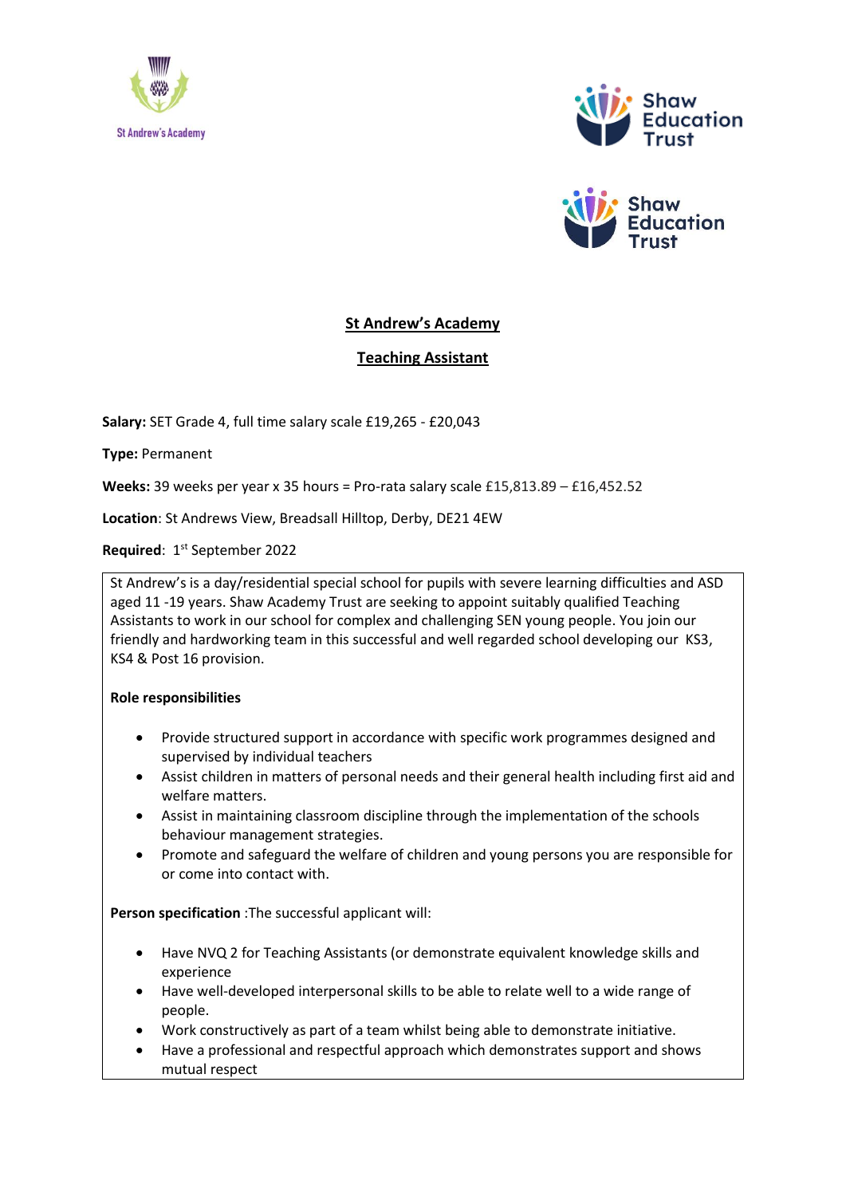St Andrew's Academy

Shaw Education Trust

Shaw Education Trust

## St Andrew's Academy

## Teaching Assistant

**Salary:** SET Grade 4, full time salary scale £19,265 - £20,043

**Type:** Permanent

**Weeks:** 39 weeks per year x 35 hours = Pro-rata salary scale £15,813.89 – £16,452.52

**Location**: St Andrews View, Breadsall Hilltop, Derby, DE21 4EW

**Required**: 1st September 2022

St Andrew's is a day/residential special school for pupils with severe learning difficulties and ASD aged 11 -19 years. Shaw Academy Trust are seeking to appoint suitably qualified Teaching Assistants to work in our school for complex and challenging SEN young people. You join our friendly and hardworking team in this successful and well regarded school developing our KS3, KS4 & Post 16 provision.

**Role responsibilities**

- Provide structured support in accordance with specific work programmes designed and supervised by individual teachers
- Assist children in matters of personal needs and their general health including first aid and welfare matters.
- Assist in maintaining classroom discipline through the implementation of the schools behaviour management strategies.
- Promote and safeguard the welfare of children and young persons you are responsible for or come into contact with.

**Person specification** :The successful applicant will:

- Have NVQ 2 for Teaching Assistants (or demonstrate equivalent knowledge skills and experience
- Have well-developed interpersonal skills to be able to relate well to a wide range of people.
- Work constructively as part of a team whilst being able to demonstrate initiative.
- Have a professional and respectful approach which demonstrates support and shows mutual respect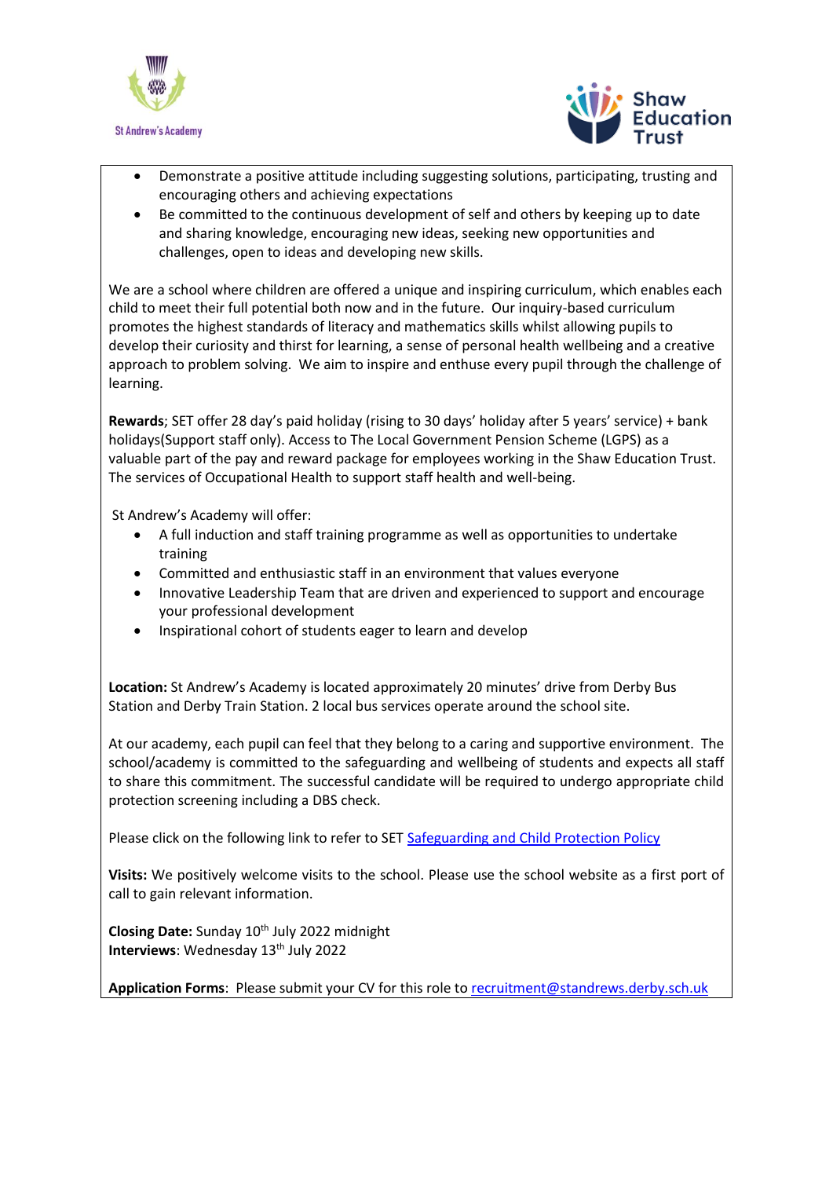- Demonstrate a positive attitude including suggesting solutions, participating, trusting and encouraging others and achieving expectations
- Be committed to the continuous development of self and others by keeping up to date and sharing knowledge, encouraging new ideas, seeking new opportunities and challenges, open to ideas and developing new skills.

We are a school where children are offered a unique and inspiring curriculum, which enables each child to meet their full potential both now and in the future. Our inquiry-based curriculum promotes the highest standards of literacy and mathematics skills whilst allowing pupils to develop their curiosity and thirst for learning, a sense of personal health wellbeing and a creative approach to problem solving. We aim to inspire and enthuse every pupil through the challenge of learning.

**Rewards**; SET offer 28 day's paid holiday (rising to 30 days' holiday after 5 years' service) + bank holidays(Support staff only). Access to The Local Government Pension Scheme (LGPS) as a valuable part of the pay and reward package for employees working in the Shaw Education Trust. The services of Occupational Health to support staff health and well-being.

St Andrew's Academy will offer:

- A full induction and staff training programme as well as opportunities to undertake training
- Committed and enthusiastic staff in an environment that values everyone
- Innovative Leadership Team that are driven and experienced to support and encourage your professional development
- Inspirational cohort of students eager to learn and develop

**Location:** St Andrew's Academy is located approximately 20 minutes' drive from Derby Bus Station and Derby Train Station. 2 local bus services operate around the school site.

At our academy, each pupil can feel that they belong to a caring and supportive environment. The school/academy is committed to the safeguarding and wellbeing of students and expects all staff to share this commitment. The successful candidate will be required to undergo appropriate child protection screening including a DBS check.

Please click on the following link to refer to SET Safeguarding and Child Protection Policy

**Visits:** We positively welcome visits to the school. Please use the school website as a first port of call to gain relevant information.

**Closing Date:** Sunday 10th July 2022 midnight
**Interviews**: Wednesday 13th July 2022

**Application Forms**: Please submit your CV for this role to recruitment@standrews.derby.sch.uk